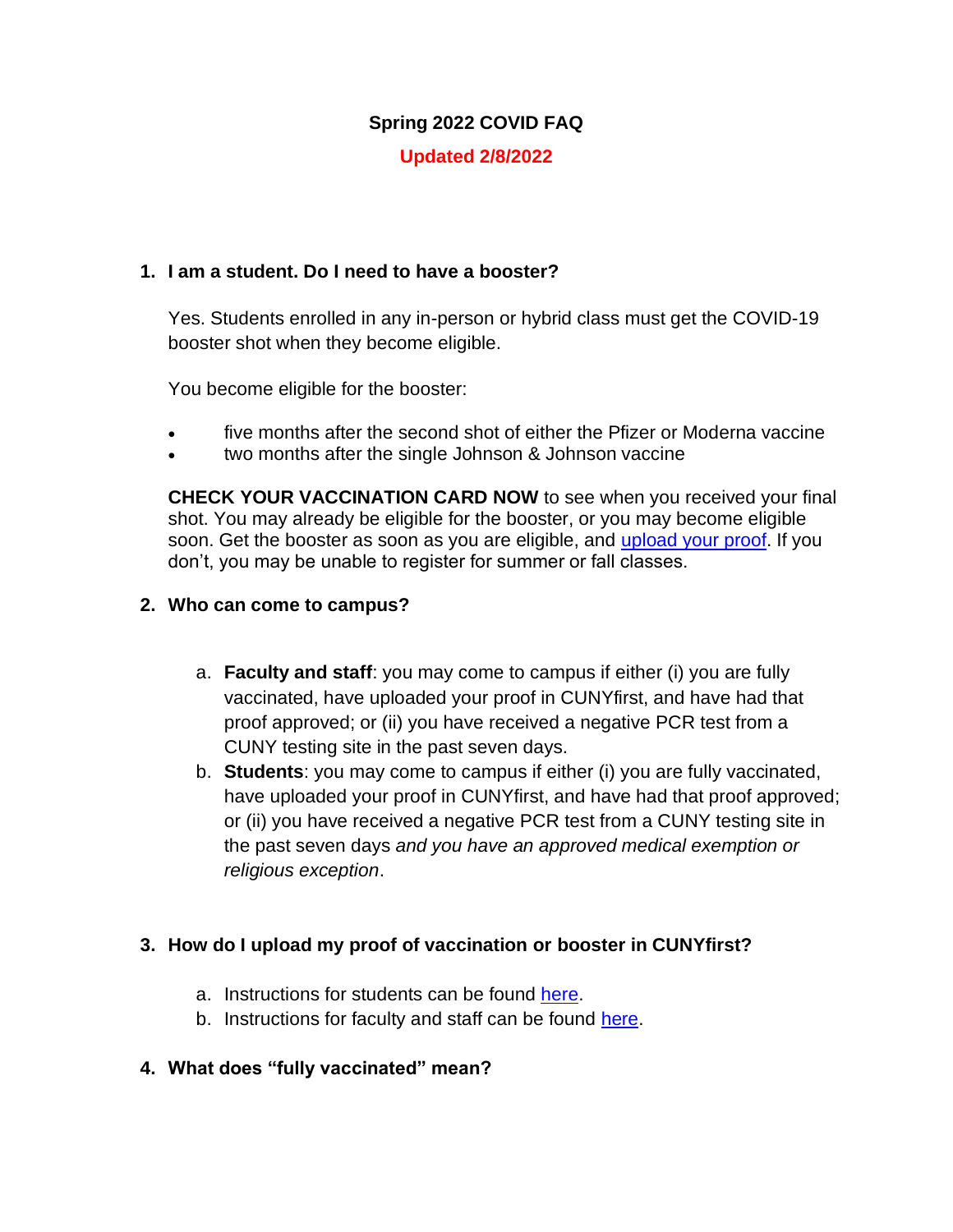# Spring 2022 COVID FAQ

**Updated 2/8/2022**

## 1. I am a student. Do I need to have a booster?

Yes. Students enrolled in any in-person or hybrid class must get the COVID-19 booster shot when they become eligible.

You become eligible for the booster:

- five months after the second shot of either the Pfizer or Moderna vaccine
- two months after the single Johnson & Johnson vaccine

**CHECK YOUR VACCINATION CARD NOW** to see when you received your final shot. You may already be eligible for the booster, or you may become eligible soon. Get the booster as soon as you are eligible, and upload your proof. If you don't, you may be unable to register for summer or fall classes.

## 2. Who can come to campus?

a. **Faculty and staff**: you may come to campus if either (i) you are fully vaccinated, have uploaded your proof in CUNYfirst, and have had that proof approved; or (ii) you have received a negative PCR test from a CUNY testing site in the past seven days.

b. **Students**: you may come to campus if either (i) you are fully vaccinated, have uploaded your proof in CUNYfirst, and have had that proof approved; or (ii) you have received a negative PCR test from a CUNY testing site in the past seven days *and you have an approved medical exemption or religious exception*.

## 3. How do I upload my proof of vaccination or booster in CUNYfirst?

a. Instructions for students can be found here.

b. Instructions for faculty and staff can be found here.

## 4. What does "fully vaccinated" mean?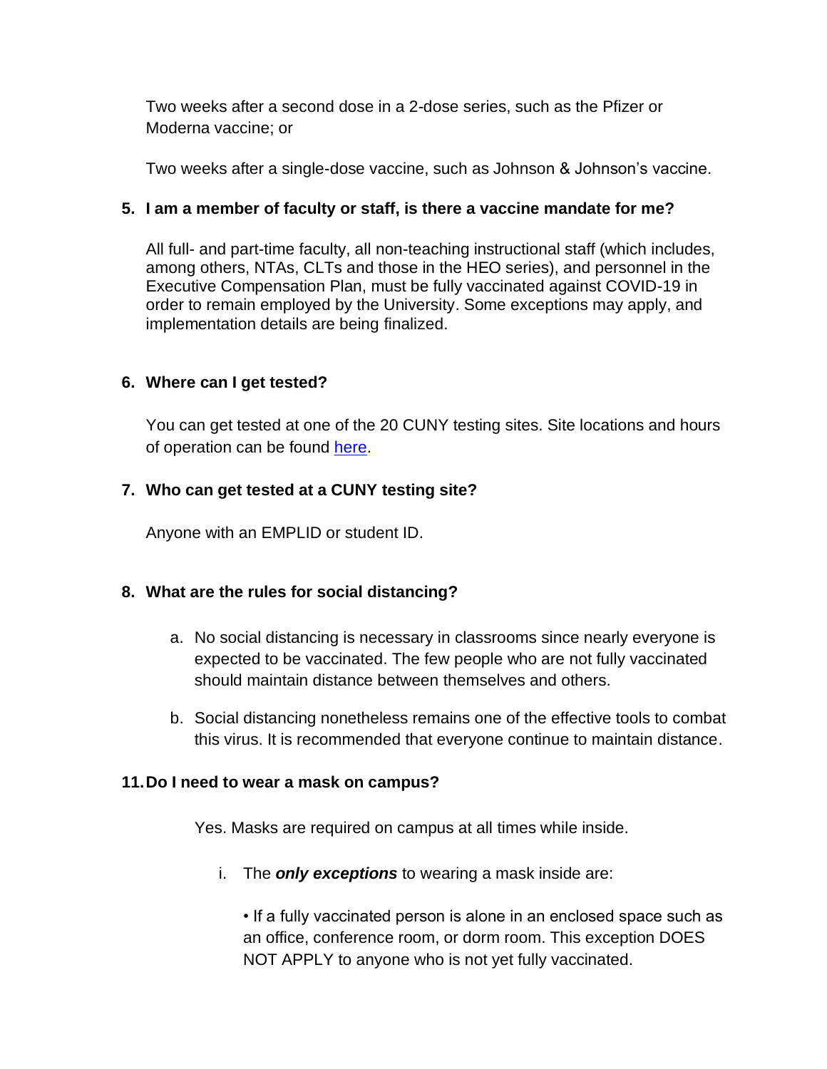Two weeks after a second dose in a 2-dose series, such as the Pfizer or Moderna vaccine; or

Two weeks after a single-dose vaccine, such as Johnson & Johnson's vaccine.

**5. I am a member of faculty or staff, is there a vaccine mandate for me?**

All full- and part-time faculty, all non-teaching instructional staff (which includes, among others, NTAs, CLTs and those in the HEO series), and personnel in the Executive Compensation Plan, must be fully vaccinated against COVID-19 in order to remain employed by the University. Some exceptions may apply, and implementation details are being finalized.

**6. Where can I get tested?**

You can get tested at one of the 20 CUNY testing sites. Site locations and hours of operation can be found here.

**7. Who can get tested at a CUNY testing site?**

Anyone with an EMPLID or student ID.

**8. What are the rules for social distancing?**

a. No social distancing is necessary in classrooms since nearly everyone is expected to be vaccinated. The few people who are not fully vaccinated should maintain distance between themselves and others.

b. Social distancing nonetheless remains one of the effective tools to combat this virus. It is recommended that everyone continue to maintain distance.

**11. Do I need to wear a mask on campus?**

Yes. Masks are required on campus at all times while inside.

i. The ***only exceptions*** to wearing a mask inside are:

• If a fully vaccinated person is alone in an enclosed space such as an office, conference room, or dorm room. This exception DOES NOT APPLY to anyone who is not yet fully vaccinated.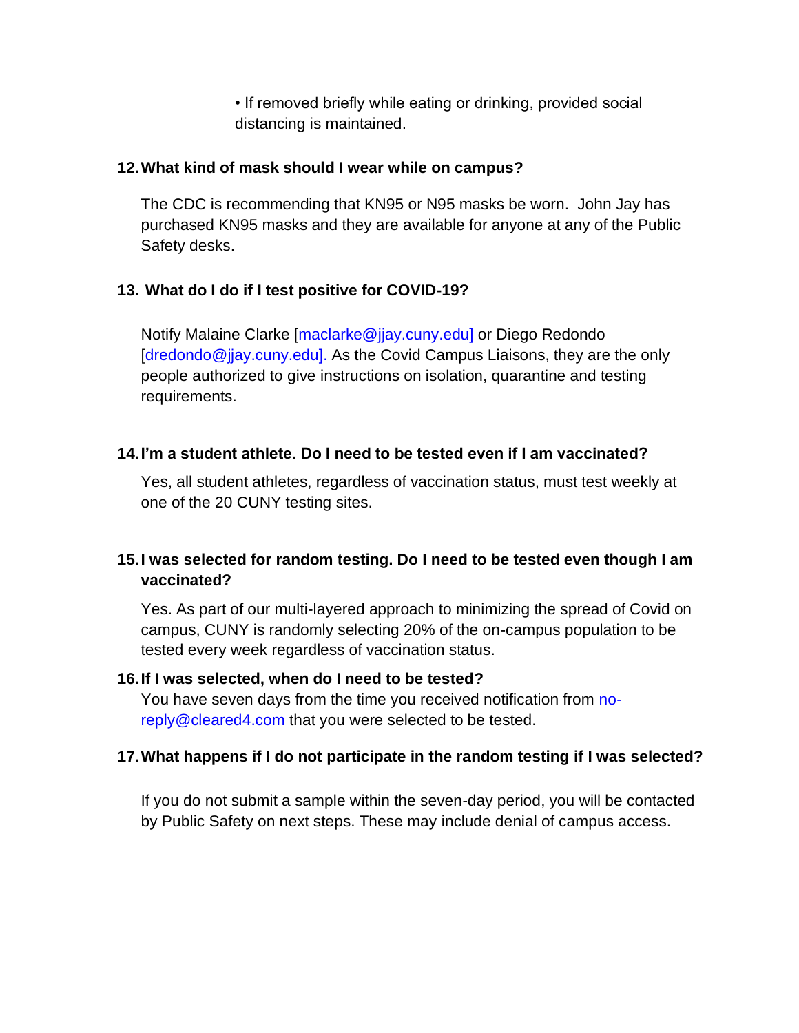• If removed briefly while eating or drinking, provided social distancing is maintained.

**12. What kind of mask should I wear while on campus?**

The CDC is recommending that KN95 or N95 masks be worn. John Jay has purchased KN95 masks and they are available for anyone at any of the Public Safety desks.

**13. What do I do if I test positive for COVID-19?**

Notify Malaine Clarke [maclarke@jjay.cuny.edu] or Diego Redondo [dredondo@jjay.cuny.edu]. As the Covid Campus Liaisons, they are the only people authorized to give instructions on isolation, quarantine and testing requirements.

**14. I'm a student athlete. Do I need to be tested even if I am vaccinated?**

Yes, all student athletes, regardless of vaccination status, must test weekly at one of the 20 CUNY testing sites.

**15. I was selected for random testing. Do I need to be tested even though I am vaccinated?**

Yes. As part of our multi-layered approach to minimizing the spread of Covid on campus, CUNY is randomly selecting 20% of the on-campus population to be tested every week regardless of vaccination status.

**16. If I was selected, when do I need to be tested?**

You have seven days from the time you received notification from no-reply@cleared4.com that you were selected to be tested.

**17. What happens if I do not participate in the random testing if I was selected?**

If you do not submit a sample within the seven-day period, you will be contacted by Public Safety on next steps. These may include denial of campus access.